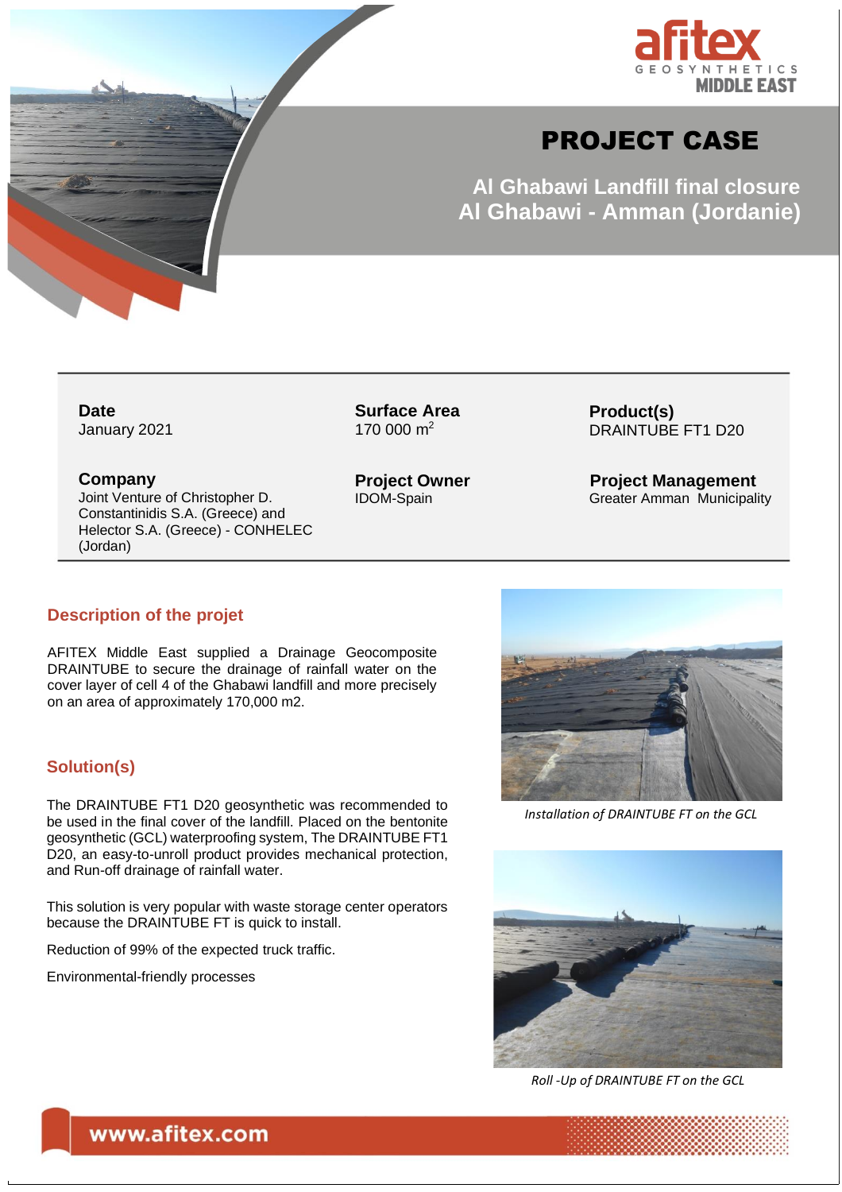# PROJECT CASE

## Al Ghabawi Landfill final closure
## Al Ghabawi - Amman (Jordanie)

**Date**
January 2021

**Surface Area**
170 000 m$^2$

**Product(s)**
DRAINTUBE FT1 D20

**Company**
Joint Venture of Christopher D. Constantinidis S.A. (Greece) and Helector S.A. (Greece) - CONHELEC (Jordan)

**Project Owner**
IDOM-Spain

**Project Management**
Greater Amman Municipality

## Description of the projet

AFITEX Middle East supplied a Drainage Geocomposite DRAINTUBE to secure the drainage of rainfall water on the cover layer of cell 4 of the Ghabawi landfill and more precisely on an area of approximately 170,000 m2.

## Solution(s)

The DRAINTUBE FT1 D20 geosynthetic was recommended to be used in the final cover of the landfill. Placed on the bentonite geosynthetic (GCL) waterproofing system, The DRAINTUBE FT1 D20, an easy-to-unroll product provides mechanical protection, and Run-off drainage of rainfall water.

This solution is very popular with waste storage center operators because the DRAINTUBE FT is quick to install.

Reduction of 99% of the expected truck traffic.

Environmental-friendly processes

*Installation of DRAINTUBE FT on the GCL*

*Roll -Up of DRAINTUBE FT on the GCL*

www.afitex.com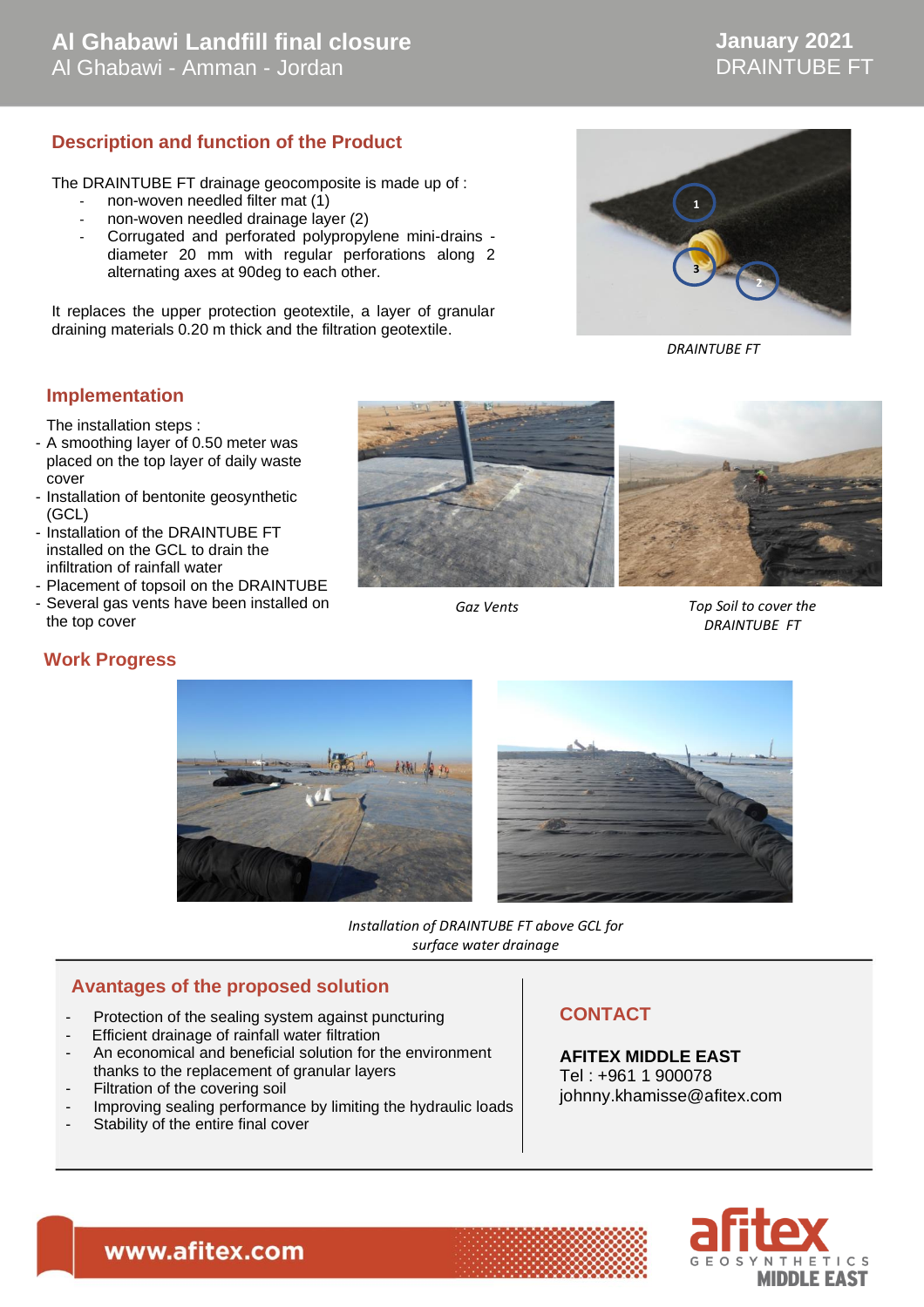# Al Ghabawi Landfill final closure

Al Ghabawi - Amman - Jordan

**January 2021**

DRAINTUBE FT

## Description and function of the Product

The DRAINTUBE FT drainage geocomposite is made up of :

- non-woven needled filter mat (1)
- non-woven needled drainage layer (2)
- Corrugated and perforated polypropylene mini-drains - diameter 20 mm with regular perforations along 2 alternating axes at 90deg to each other.

It replaces the upper protection geotextile, a layer of granular draining materials 0.20 m thick and the filtration geotextile.

*DRAINTUBE FT*

## Implementation

The installation steps :

- A smoothing layer of 0.50 meter was placed on the top layer of daily waste cover
- Installation of bentonite geosynthetic (GCL)
- Installation of the DRAINTUBE FT installed on the GCL to drain the infiltration of rainfall water
- Placement of topsoil on the DRAINTUBE
- Several gas vents have been installed on the top cover

*Gaz Vents*

*Top Soil to cover the DRAINTUBE FT*

## Work Progress

*Installation of DRAINTUBE FT above GCL for surface water drainage*

## Avantages of the proposed solution

- Protection of the sealing system against puncturing
- Efficient drainage of rainfall water filtration
- An economical and beneficial solution for the environment thanks to the replacement of granular layers
- Filtration of the covering soil
- Improving sealing performance by limiting the hydraulic loads
- Stability of the entire final cover

## CONTACT

**AFITEX MIDDLE EAST**

Tel : +961 1 900078

johnny.khamisse@afitex.com

www.afitex.com

afitex GEOSYNTHETICS MIDDLE EAST